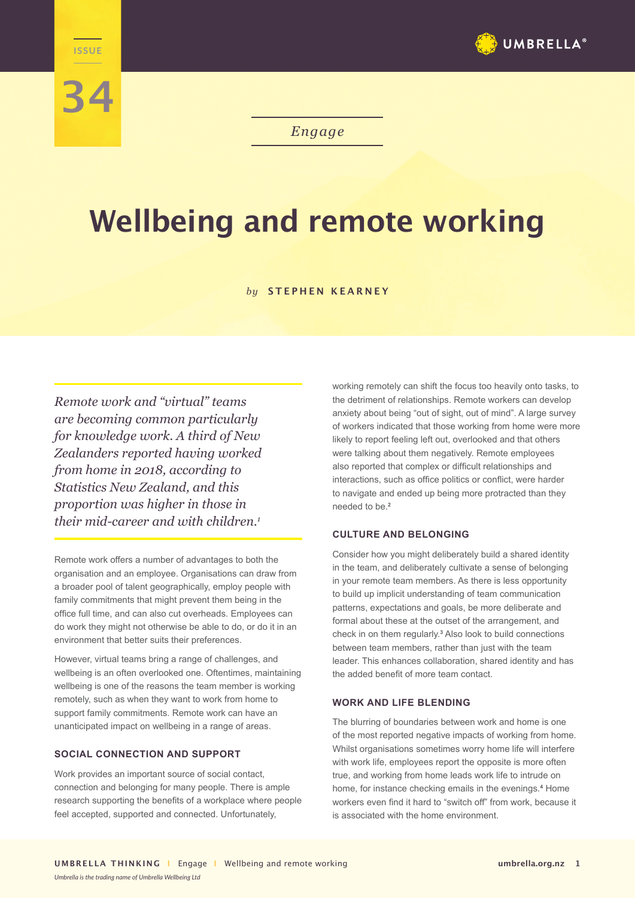ISSUE 34

*Engage*

# Wellbeing and remote working

*by* **STEPHEN KEARNEY**

*Remote work and "virtual" teams are becoming common particularly for knowledge work. A third of New Zealanders reported having worked from home in 2018, according to Statistics New Zealand, and this proportion was higher in those in their mid-career and with children.*[1]

Remote work offers a number of advantages to both the organisation and an employee. Organisations can draw from a broader pool of talent geographically, employ people with family commitments that might prevent them being in the office full time, and can also cut overheads. Employees can do work they might not otherwise be able to do, or do it in an environment that better suits their preferences.

However, virtual teams bring a range of challenges, and wellbeing is an often overlooked one. Oftentimes, maintaining wellbeing is one of the reasons the team member is working remotely, such as when they want to work from home to support family commitments. Remote work can have an unanticipated impact on wellbeing in a range of areas.

## SOCIAL CONNECTION AND SUPPORT

Work provides an important source of social contact, connection and belonging for many people. There is ample research supporting the benefits of a workplace where people feel accepted, supported and connected. Unfortunately, working remotely can shift the focus too heavily onto tasks, to the detriment of relationships. Remote workers can develop anxiety about being "out of sight, out of mind". A large survey of workers indicated that those working from home were more likely to report feeling left out, overlooked and that others were talking about them negatively. Remote employees also reported that complex or difficult relationships and interactions, such as office politics or conflict, were harder to navigate and ended up being more protracted than they needed to be.[2]

## CULTURE AND BELONGING

Consider how you might deliberately build a shared identity in the team, and deliberately cultivate a sense of belonging in your remote team members. As there is less opportunity to build up implicit understanding of team communication patterns, expectations and goals, be more deliberate and formal about these at the outset of the arrangement, and check in on them regularly.[3] Also look to build connections between team members, rather than just with the team leader. This enhances collaboration, shared identity and has the added benefit of more team contact.

## WORK AND LIFE BLENDING

The blurring of boundaries between work and home is one of the most reported negative impacts of working from home. Whilst organisations sometimes worry home life will interfere with work life, employees report the opposite is more often true, and working from home leads work life to intrude on home, for instance checking emails in the evenings.[4] Home workers even find it hard to "switch off" from work, because it is associated with the home environment.

*Umbrella is the trading name of Umbrella Wellbeing Ltd*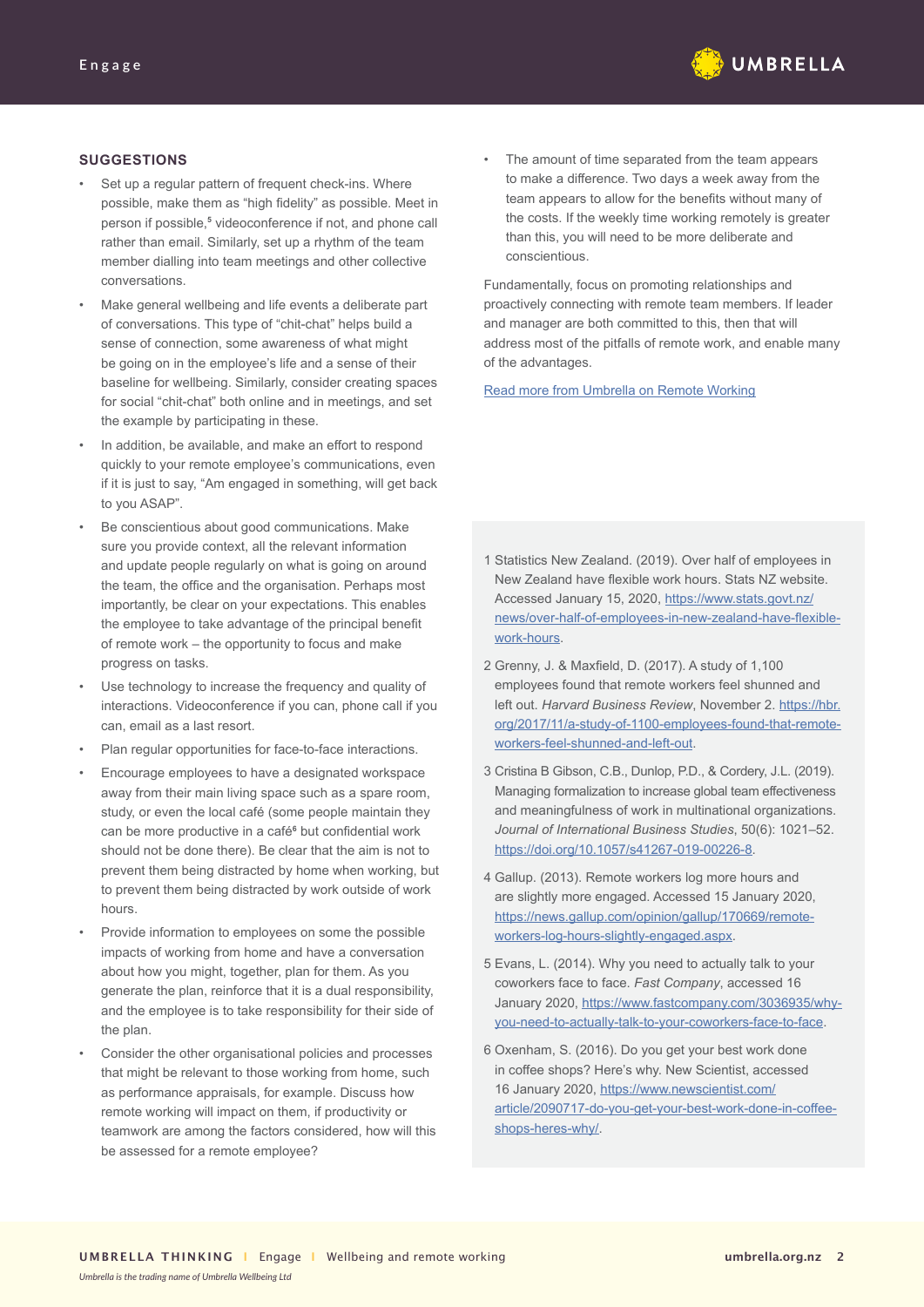## SUGGESTIONS

- Set up a regular pattern of frequent check-ins. Where possible, make them as "high fidelity" as possible. Meet in person if possible,[5] videoconference if not, and phone call rather than email. Similarly, set up a rhythm of the team member dialling into team meetings and other collective conversations.
- Make general wellbeing and life events a deliberate part of conversations. This type of "chit-chat" helps build a sense of connection, some awareness of what might be going on in the employee's life and a sense of their baseline for wellbeing. Similarly, consider creating spaces for social "chit-chat" both online and in meetings, and set the example by participating in these.
- In addition, be available, and make an effort to respond quickly to your remote employee's communications, even if it is just to say, "Am engaged in something, will get back to you ASAP".
- Be conscientious about good communications. Make sure you provide context, all the relevant information and update people regularly on what is going on around the team, the office and the organisation. Perhaps most importantly, be clear on your expectations. This enables the employee to take advantage of the principal benefit of remote work – the opportunity to focus and make progress on tasks.
- Use technology to increase the frequency and quality of interactions. Videoconference if you can, phone call if you can, email as a last resort.
- Plan regular opportunities for face-to-face interactions.
- Encourage employees to have a designated workspace away from their main living space such as a spare room, study, or even the local café (some people maintain they can be more productive in a café[6] but confidential work should not be done there). Be clear that the aim is not to prevent them being distracted by home when working, but to prevent them being distracted by work outside of work hours.
- Provide information to employees on some the possible impacts of working from home and have a conversation about how you might, together, plan for them. As you generate the plan, reinforce that it is a dual responsibility, and the employee is to take responsibility for their side of the plan.
- Consider the other organisational policies and processes that might be relevant to those working from home, such as performance appraisals, for example. Discuss how remote working will impact on them, if productivity or teamwork are among the factors considered, how will this be assessed for a remote employee?
- The amount of time separated from the team appears to make a difference. Two days a week away from the team appears to allow for the benefits without many of the costs. If the weekly time working remotely is greater than this, you will need to be more deliberate and conscientious.

Fundamentally, focus on promoting relationships and proactively connecting with remote team members. If leader and manager are both committed to this, then that will address most of the pitfalls of remote work, and enable many of the advantages.

Read more from Umbrella on Remote Working

1 Statistics New Zealand. (2019). Over half of employees in New Zealand have flexible work hours. Stats NZ website. Accessed January 15, 2020, https://www.stats.govt.nz/news/over-half-of-employees-in-new-zealand-have-flexible-work-hours.

2 Grenny, J. & Maxfield, D. (2017). A study of 1,100 employees found that remote workers feel shunned and left out. *Harvard Business Review*, November 2. https://hbr.org/2017/11/a-study-of-1100-employees-found-that-remote-workers-feel-shunned-and-left-out.

3 Cristina B Gibson, C.B., Dunlop, P.D., & Cordery, J.L. (2019). Managing formalization to increase global team effectiveness and meaningfulness of work in multinational organizations. *Journal of International Business Studies*, 50(6): 1021–52. https://doi.org/10.1057/s41267-019-00226-8.

4 Gallup. (2013). Remote workers log more hours and are slightly more engaged. Accessed 15 January 2020, https://news.gallup.com/opinion/gallup/170669/remote-workers-log-hours-slightly-engaged.aspx.

5 Evans, L. (2014). Why you need to actually talk to your coworkers face to face. *Fast Company*, accessed 16 January 2020, https://www.fastcompany.com/3036935/why-you-need-to-actually-talk-to-your-coworkers-face-to-face.

6 Oxenham, S. (2016). Do you get your best work done in coffee shops? Here's why. New Scientist, accessed 16 January 2020, https://www.newscientist.com/article/2090717-do-you-get-your-best-work-done-in-coffee-shops-heres-why/.

*Umbrella is the trading name of Umbrella Wellbeing Ltd*